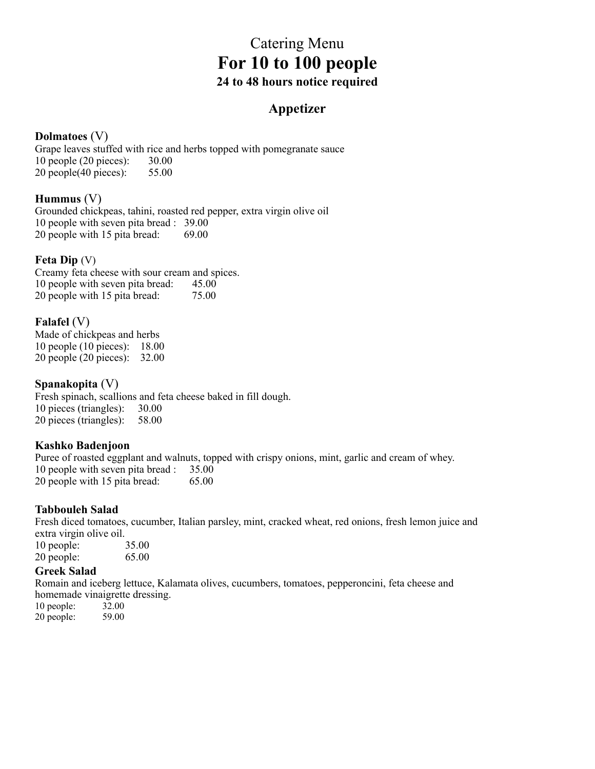# Catering Menu

# For 10 to 100 people

### 24 to 48 hours notice required

## Appetizer

**Dolmatoes** (V)
Grape leaves stuffed with rice and herbs topped with pomegranate sauce
10 people (20 pieces): 30.00
20 people(40 pieces): 55.00

**Hummus** (V)
Grounded chickpeas, tahini, roasted red pepper, extra virgin olive oil
10 people with seven pita bread : 39.00
20 people with 15 pita bread: 69.00

**Feta Dip** (V)
Creamy feta cheese with sour cream and spices.
10 people with seven pita bread: 45.00
20 people with 15 pita bread: 75.00

**Falafel** (V)
Made of chickpeas and herbs
10 people (10 pieces): 18.00
20 people (20 pieces): 32.00

**Spanakopita** (V)
Fresh spinach, scallions and feta cheese baked in fill dough.
10 pieces (triangles): 30.00
20 pieces (triangles): 58.00

**Kashko Badenjoon**
Puree of roasted eggplant and walnuts, topped with crispy onions, mint, garlic and cream of whey.
10 people with seven pita bread : 35.00
20 people with 15 pita bread: 65.00

**Tabbouleh Salad**
Fresh diced tomatoes, cucumber, Italian parsley, mint, cracked wheat, red onions, fresh lemon juice and extra virgin olive oil.
10 people: 35.00
20 people: 65.00

**Greek Salad**
Romain and iceberg lettuce, Kalamata olives, cucumbers, tomatoes, pepperoncini, feta cheese and homemade vinaigrette dressing.
10 people: 32.00
20 people: 59.00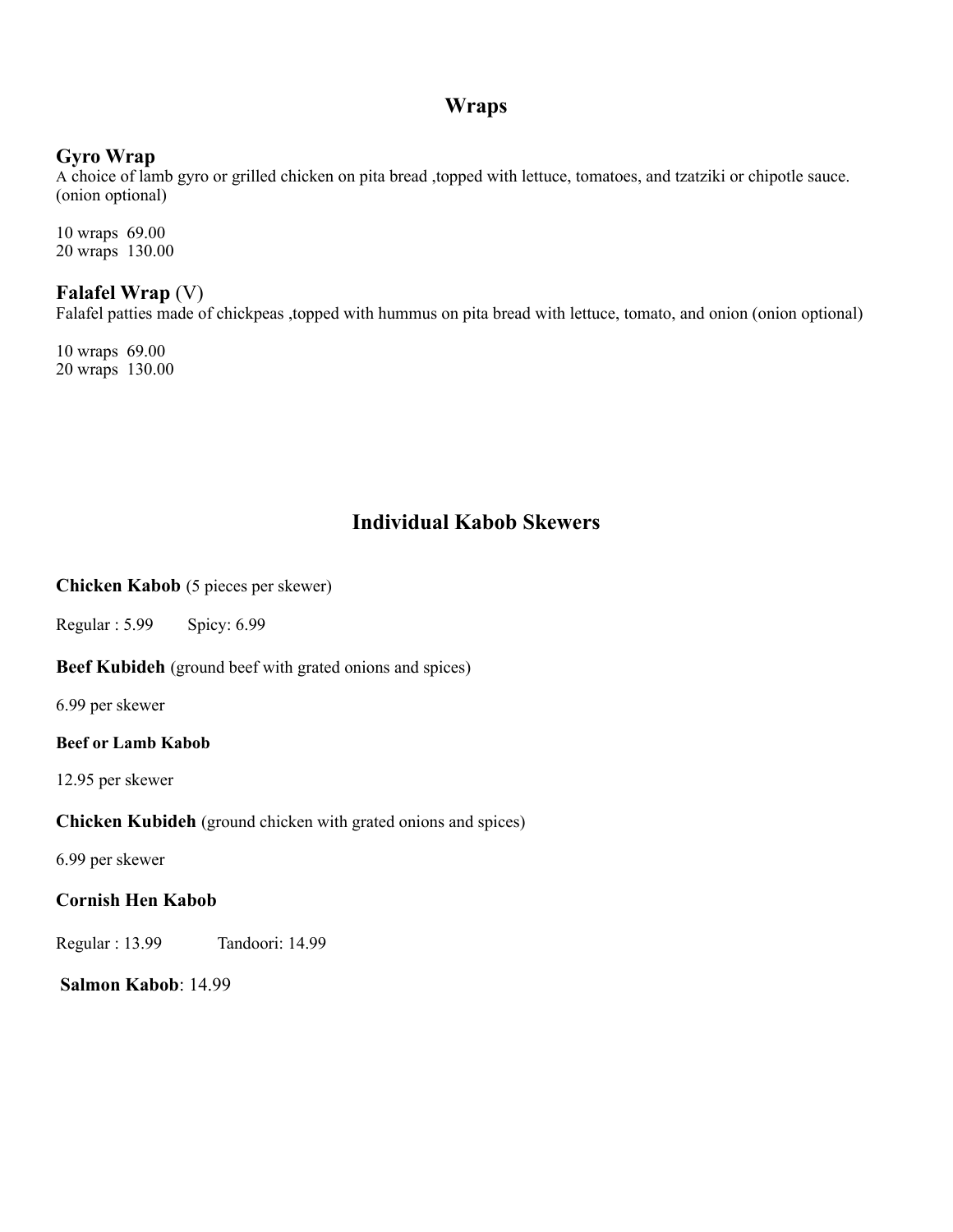## Wraps

### Gyro Wrap

A choice of lamb gyro or grilled chicken on pita bread ,topped with lettuce, tomatoes, and tzatziki or chipotle sauce. (onion optional)

10 wraps 69.00
20 wraps 130.00

### Falafel Wrap (V)

Falafel patties made of chickpeas ,topped with hummus on pita bread with lettuce, tomato, and onion (onion optional)

10 wraps 69.00
20 wraps 130.00

## Individual Kabob Skewers

**Chicken Kabob** (5 pieces per skewer)

Regular : 5.99 Spicy: 6.99

**Beef Kubideh** (ground beef with grated onions and spices)

6.99 per skewer

**Beef or Lamb Kabob**

12.95 per skewer

**Chicken Kubideh** (ground chicken with grated onions and spices)

6.99 per skewer

**Cornish Hen Kabob**

Regular : 13.99 Tandoori: 14.99

**Salmon Kabob**: 14.99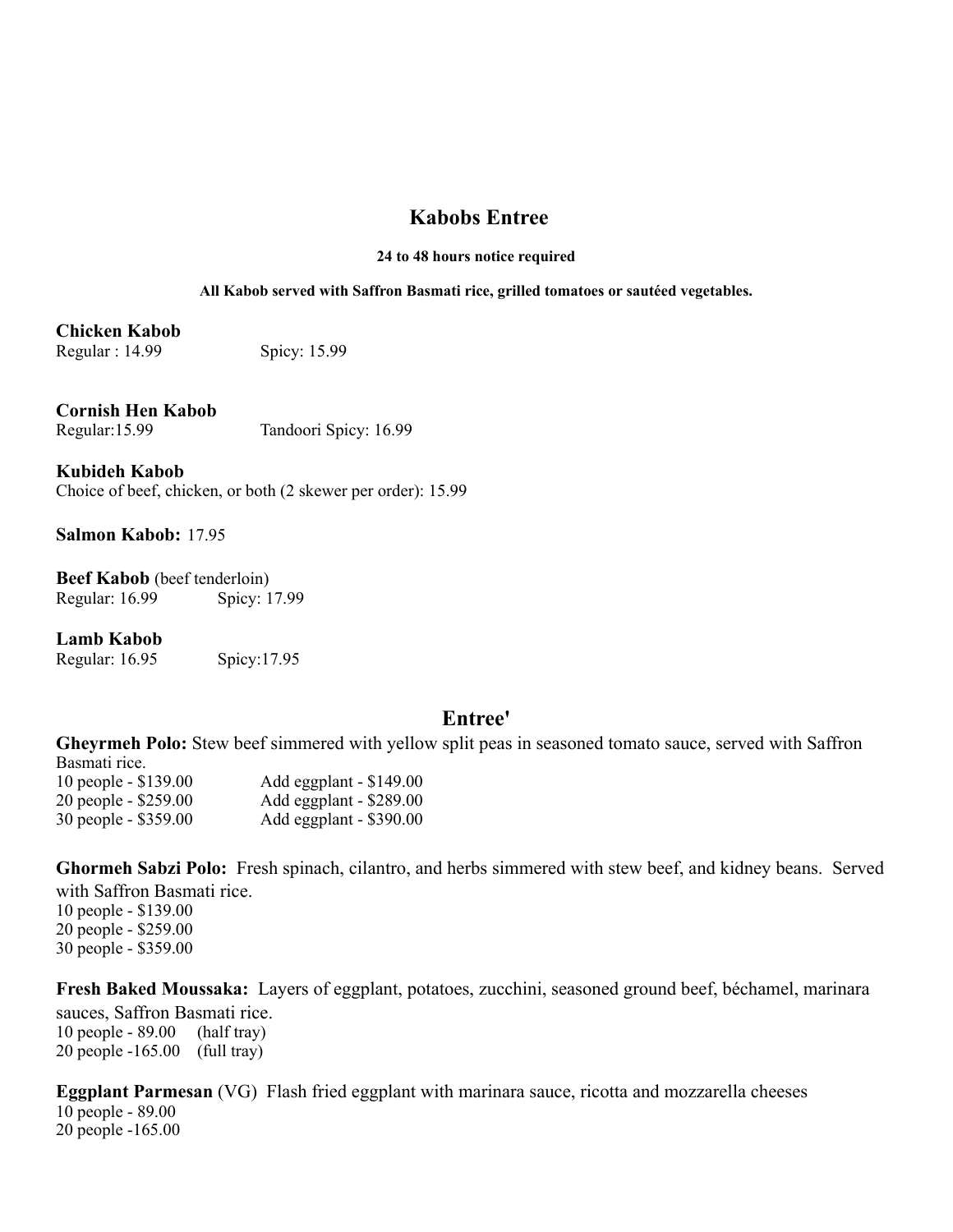## Kabobs Entree

**24 to 48 hours notice required**

**All Kabob served with Saffron Basmati rice, grilled tomatoes or sautéed vegetables.**

**Chicken Kabob**
Regular : 14.99 Spicy: 15.99

**Cornish Hen Kabob**
Regular:15.99 Tandoori Spicy: 16.99

**Kubideh Kabob**
Choice of beef, chicken, or both (2 skewer per order): 15.99

**Salmon Kabob:** 17.95

**Beef Kabob** (beef tenderloin)
Regular: 16.99 Spicy: 17.99

**Lamb Kabob**
Regular: 16.95 Spicy:17.95

## Entree'

**Gheyrmeh Polo:** Stew beef simmered with yellow split peas in seasoned tomato sauce, served with Saffron Basmati rice.

10 people - $139.00 Add eggplant - $149.00
20 people - $259.00 Add eggplant - $289.00
30 people - $359.00 Add eggplant - $390.00

**Ghormeh Sabzi Polo:** Fresh spinach, cilantro, and herbs simmered with stew beef, and kidney beans. Served with Saffron Basmati rice.

10 people - $139.00
20 people - $259.00
30 people - $359.00

**Fresh Baked Moussaka:** Layers of eggplant, potatoes, zucchini, seasoned ground beef, béchamel, marinara sauces, Saffron Basmati rice.

10 people - 89.00 (half tray)
20 people -165.00 (full tray)

**Eggplant Parmesan** (VG) Flash fried eggplant with marinara sauce, ricotta and mozzarella cheeses

10 people - 89.00
20 people -165.00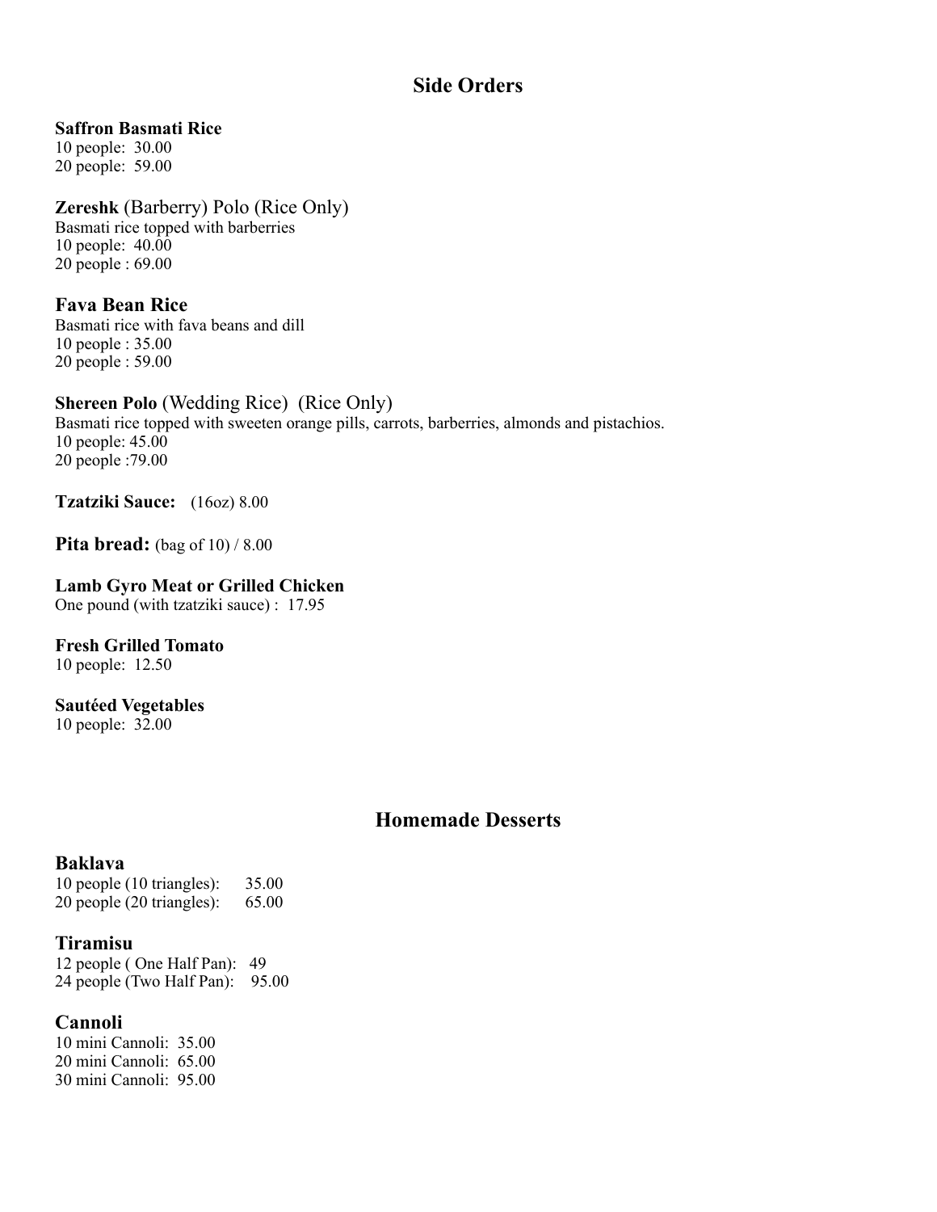## Side Orders

**Saffron Basmati Rice**
10 people: 30.00
20 people: 59.00

**Zereshk** (Barberry) Polo (Rice Only)
Basmati rice topped with barberries
10 people: 40.00
20 people : 69.00

### Fava Bean Rice

Basmati rice with fava beans and dill
10 people : 35.00
20 people : 59.00

**Shereen Polo** (Wedding Rice) (Rice Only)
Basmati rice topped with sweeten orange pills, carrots, barberries, almonds and pistachios.
10 people: 45.00
20 people :79.00

**Tzatziki Sauce:** (16oz) 8.00

**Pita bread:** (bag of 10) / 8.00

**Lamb Gyro Meat or Grilled Chicken**
One pound (with tzatziki sauce) : 17.95

**Fresh Grilled Tomato**
10 people: 12.50

**Sautéed Vegetables**
10 people: 32.00

## Homemade Desserts

### Baklava

10 people (10 triangles): 35.00
20 people (20 triangles): 65.00

### Tiramisu

12 people ( One Half Pan): 49
24 people (Two Half Pan): 95.00

### Cannoli

10 mini Cannoli: 35.00
20 mini Cannoli: 65.00
30 mini Cannoli: 95.00